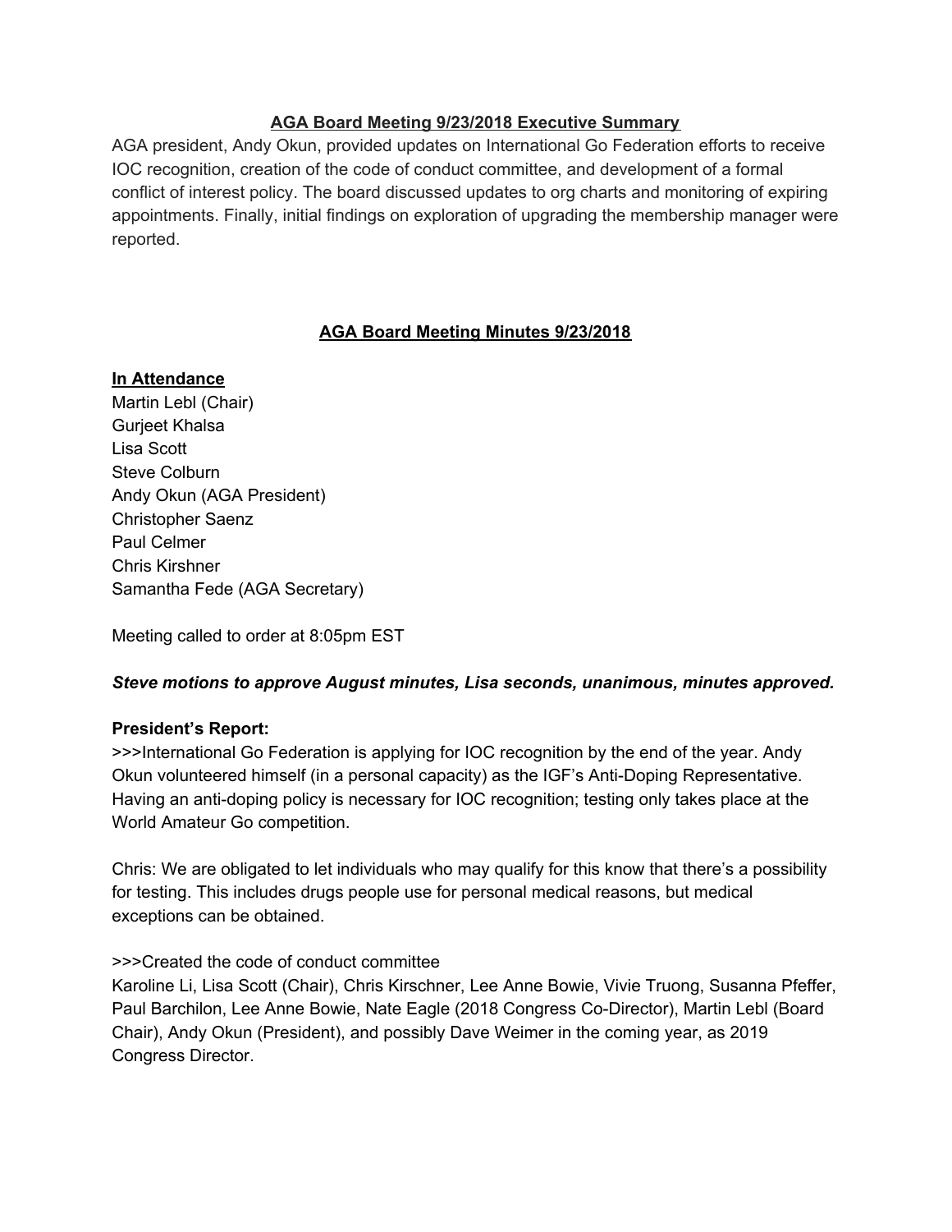## AGA Board Meeting 9/23/2018 Executive Summary

AGA president, Andy Okun, provided updates on International Go Federation efforts to receive IOC recognition, creation of the code of conduct committee, and development of a formal conflict of interest policy. The board discussed updates to org charts and monitoring of expiring appointments. Finally, initial findings on exploration of upgrading the membership manager were reported.

## AGA Board Meeting Minutes 9/23/2018

**In Attendance**

Martin Lebl (Chair)
Gurjeet Khalsa
Lisa Scott
Steve Colburn
Andy Okun (AGA President)
Christopher Saenz
Paul Celmer
Chris Kirshner
Samantha Fede (AGA Secretary)

Meeting called to order at 8:05pm EST

***Steve motions to approve August minutes, Lisa seconds, unanimous, minutes approved.***

**President's Report:**

>>>International Go Federation is applying for IOC recognition by the end of the year. Andy Okun volunteered himself (in a personal capacity) as the IGF's Anti-Doping Representative. Having an anti-doping policy is necessary for IOC recognition; testing only takes place at the World Amateur Go competition.

Chris: We are obligated to let individuals who may qualify for this know that there's a possibility for testing. This includes drugs people use for personal medical reasons, but medical exceptions can be obtained.

>>>Created the code of conduct committee

Karoline Li, Lisa Scott (Chair), Chris Kirschner, Lee Anne Bowie, Vivie Truong, Susanna Pfeffer, Paul Barchilon, Lee Anne Bowie, Nate Eagle (2018 Congress Co-Director), Martin Lebl (Board Chair), Andy Okun (President), and possibly Dave Weimer in the coming year, as 2019 Congress Director.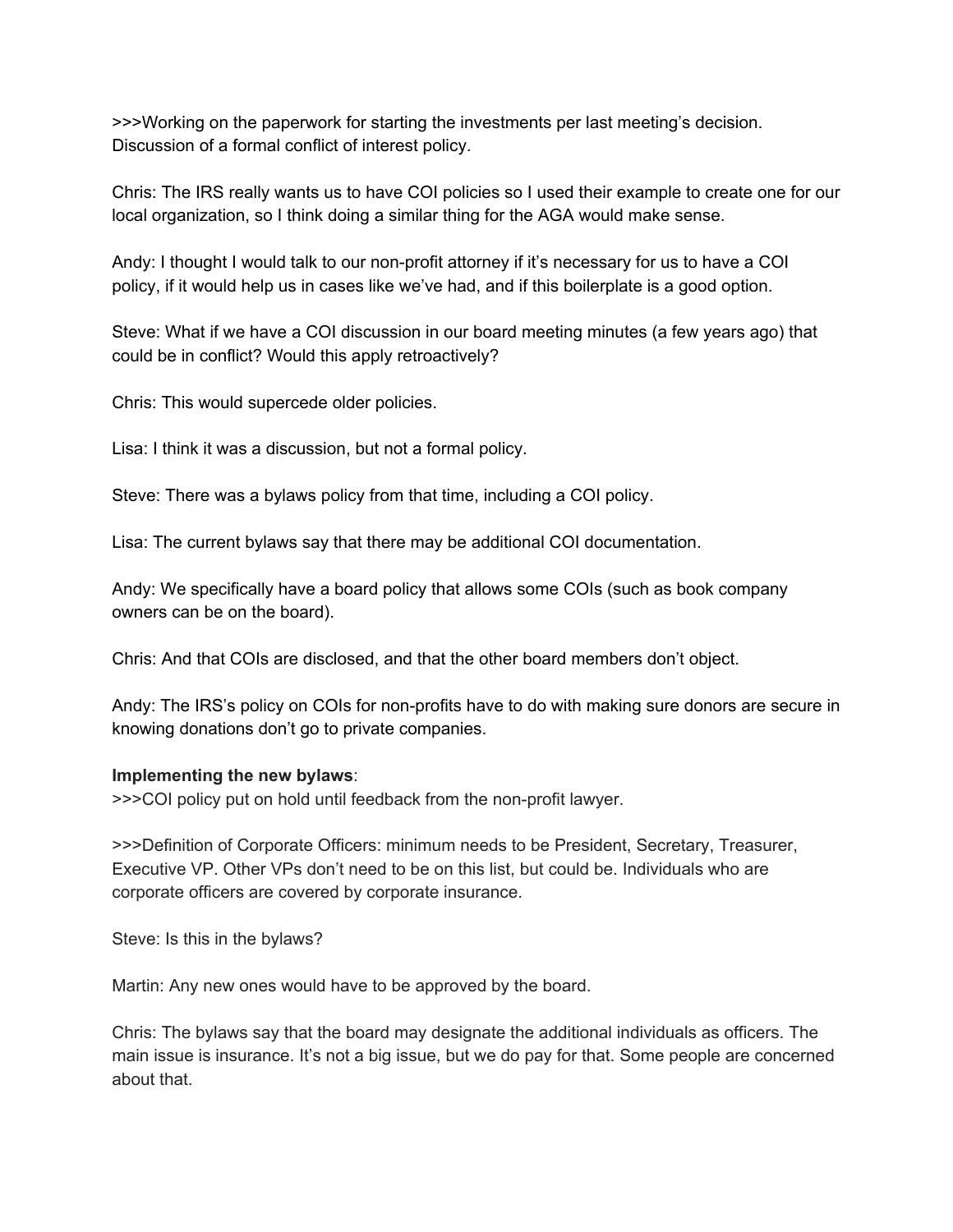>>>Working on the paperwork for starting the investments per last meeting's decision. Discussion of a formal conflict of interest policy.

Chris: The IRS really wants us to have COI policies so I used their example to create one for our local organization, so I think doing a similar thing for the AGA would make sense.

Andy: I thought I would talk to our non-profit attorney if it's necessary for us to have a COI policy, if it would help us in cases like we've had, and if this boilerplate is a good option.

Steve: What if we have a COI discussion in our board meeting minutes (a few years ago) that could be in conflict? Would this apply retroactively?

Chris: This would supercede older policies.

Lisa: I think it was a discussion, but not a formal policy.

Steve: There was a bylaws policy from that time, including a COI policy.

Lisa: The current bylaws say that there may be additional COI documentation.

Andy: We specifically have a board policy that allows some COIs (such as book company owners can be on the board).

Chris: And that COIs are disclosed, and that the other board members don't object.

Andy: The IRS's policy on COIs for non-profits have to do with making sure donors are secure in knowing donations don't go to private companies.

**Implementing the new bylaws**:
>>>COI policy put on hold until feedback from the non-profit lawyer.

>>>Definition of Corporate Officers: minimum needs to be President, Secretary, Treasurer, Executive VP. Other VPs don't need to be on this list, but could be. Individuals who are corporate officers are covered by corporate insurance.

Steve: Is this in the bylaws?

Martin: Any new ones would have to be approved by the board.

Chris: The bylaws say that the board may designate the additional individuals as officers. The main issue is insurance. It's not a big issue, but we do pay for that. Some people are concerned about that.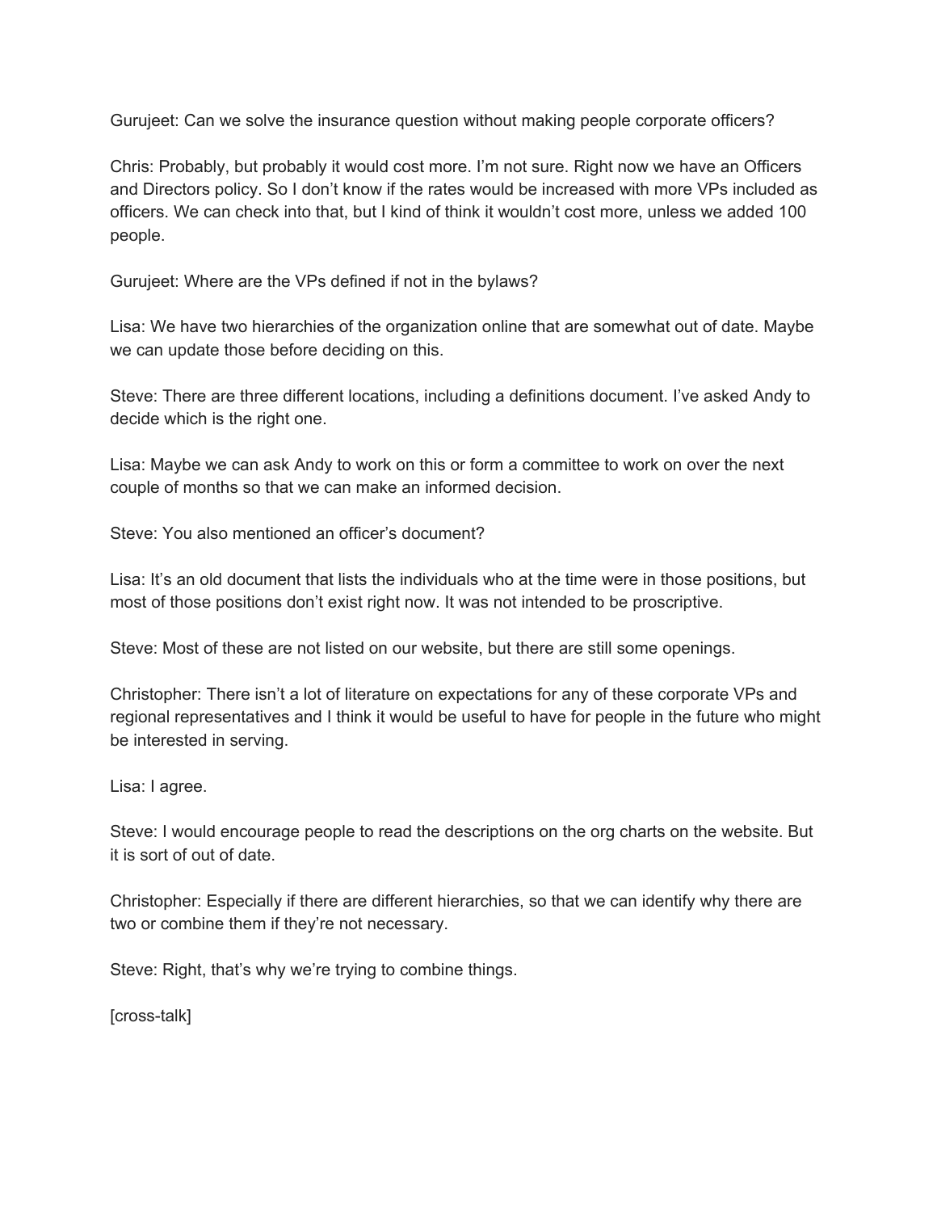Gurujeet: Can we solve the insurance question without making people corporate officers?

Chris: Probably, but probably it would cost more. I'm not sure. Right now we have an Officers and Directors policy. So I don't know if the rates would be increased with more VPs included as officers. We can check into that, but I kind of think it wouldn't cost more, unless we added 100 people.

Gurujeet: Where are the VPs defined if not in the bylaws?

Lisa: We have two hierarchies of the organization online that are somewhat out of date. Maybe we can update those before deciding on this.

Steve: There are three different locations, including a definitions document. I've asked Andy to decide which is the right one.

Lisa: Maybe we can ask Andy to work on this or form a committee to work on over the next couple of months so that we can make an informed decision.

Steve: You also mentioned an officer's document?

Lisa: It's an old document that lists the individuals who at the time were in those positions, but most of those positions don't exist right now. It was not intended to be proscriptive.

Steve: Most of these are not listed on our website, but there are still some openings.

Christopher: There isn't a lot of literature on expectations for any of these corporate VPs and regional representatives and I think it would be useful to have for people in the future who might be interested in serving.

Lisa: I agree.

Steve: I would encourage people to read the descriptions on the org charts on the website. But it is sort of out of date.

Christopher: Especially if there are different hierarchies, so that we can identify why there are two or combine them if they're not necessary.

Steve: Right, that's why we're trying to combine things.

[cross-talk]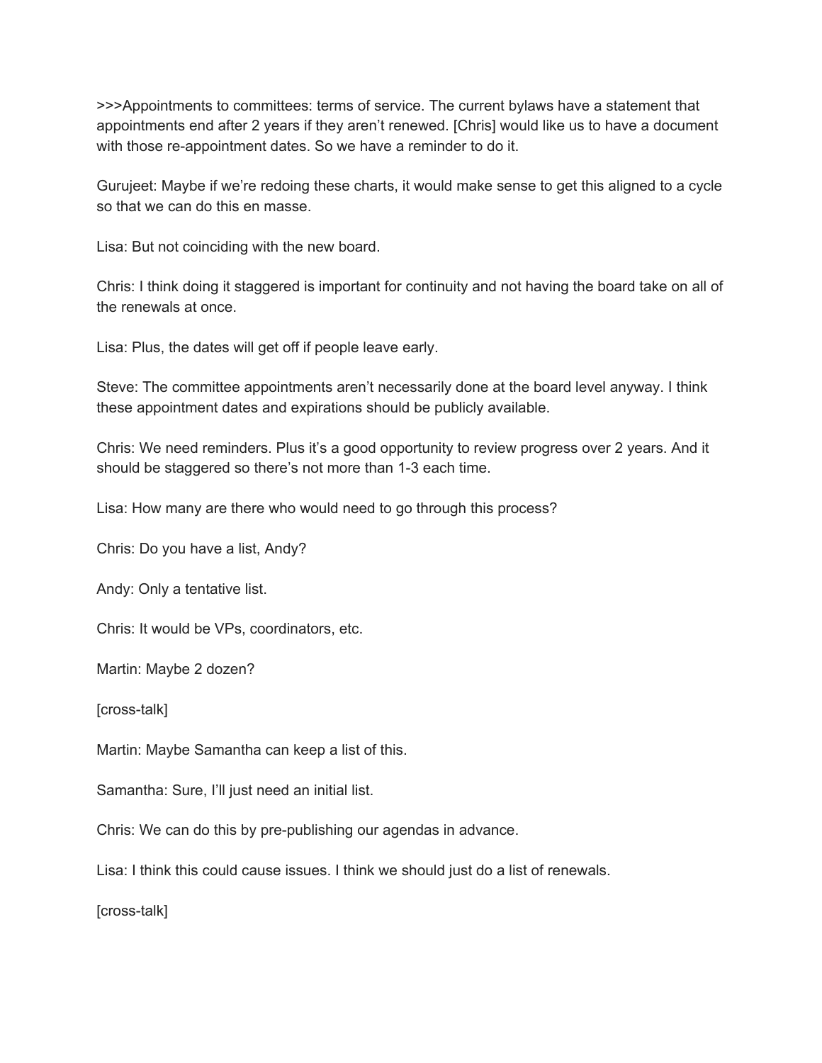>>>Appointments to committees: terms of service. The current bylaws have a statement that appointments end after 2 years if they aren't renewed. [Chris] would like us to have a document with those re-appointment dates. So we have a reminder to do it.

Gurujeet: Maybe if we're redoing these charts, it would make sense to get this aligned to a cycle so that we can do this en masse.

Lisa: But not coinciding with the new board.

Chris: I think doing it staggered is important for continuity and not having the board take on all of the renewals at once.

Lisa: Plus, the dates will get off if people leave early.

Steve: The committee appointments aren't necessarily done at the board level anyway. I think these appointment dates and expirations should be publicly available.

Chris: We need reminders. Plus it's a good opportunity to review progress over 2 years. And it should be staggered so there's not more than 1-3 each time.

Lisa: How many are there who would need to go through this process?

Chris: Do you have a list, Andy?

Andy: Only a tentative list.

Chris: It would be VPs, coordinators, etc.

Martin: Maybe 2 dozen?

[cross-talk]

Martin: Maybe Samantha can keep a list of this.

Samantha: Sure, I'll just need an initial list.

Chris: We can do this by pre-publishing our agendas in advance.

Lisa: I think this could cause issues. I think we should just do a list of renewals.

[cross-talk]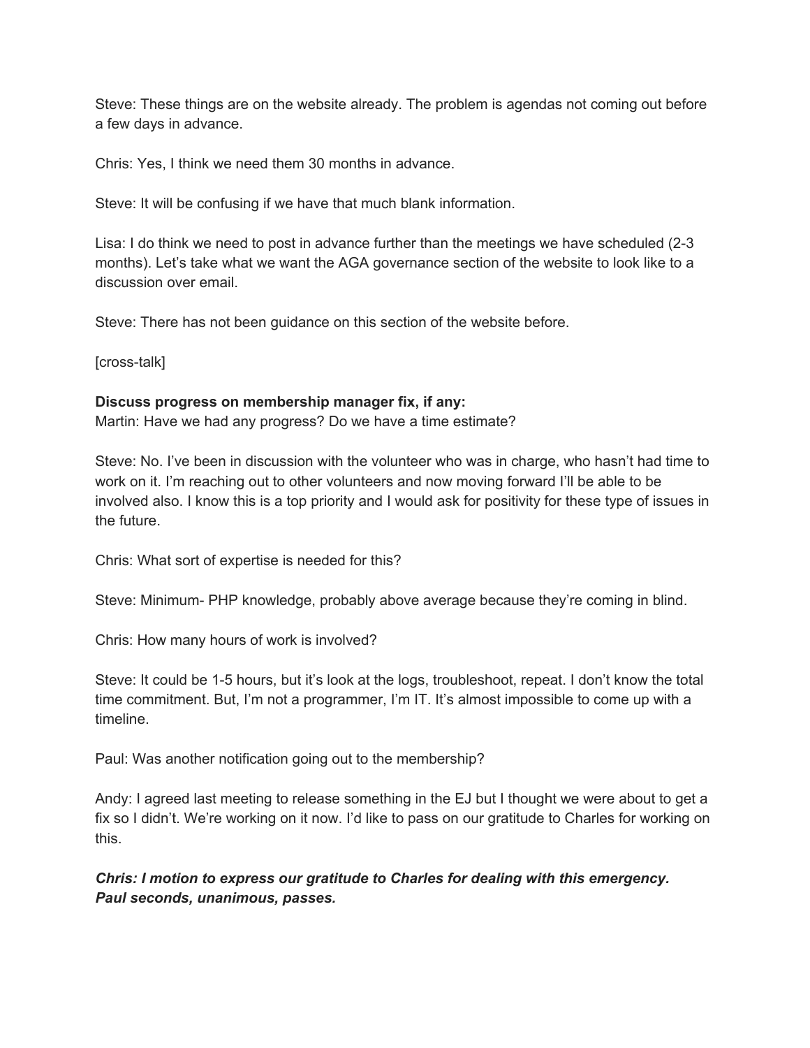Steve: These things are on the website already. The problem is agendas not coming out before a few days in advance.

Chris: Yes, I think we need them 30 months in advance.

Steve: It will be confusing if we have that much blank information.

Lisa: I do think we need to post in advance further than the meetings we have scheduled (2-3 months). Let's take what we want the AGA governance section of the website to look like to a discussion over email.

Steve: There has not been guidance on this section of the website before.

[cross-talk]

**Discuss progress on membership manager fix, if any:**
Martin: Have we had any progress? Do we have a time estimate?

Steve: No. I've been in discussion with the volunteer who was in charge, who hasn't had time to work on it. I'm reaching out to other volunteers and now moving forward I'll be able to be involved also. I know this is a top priority and I would ask for positivity for these type of issues in the future.

Chris: What sort of expertise is needed for this?

Steve: Minimum- PHP knowledge, probably above average because they're coming in blind.

Chris: How many hours of work is involved?

Steve: It could be 1-5 hours, but it's look at the logs, troubleshoot, repeat. I don't know the total time commitment. But, I'm not a programmer, I'm IT. It's almost impossible to come up with a timeline.

Paul: Was another notification going out to the membership?

Andy: I agreed last meeting to release something in the EJ but I thought we were about to get a fix so I didn't. We're working on it now. I'd like to pass on our gratitude to Charles for working on this.

***Chris: I motion to express our gratitude to Charles for dealing with this emergency. Paul seconds, unanimous, passes.***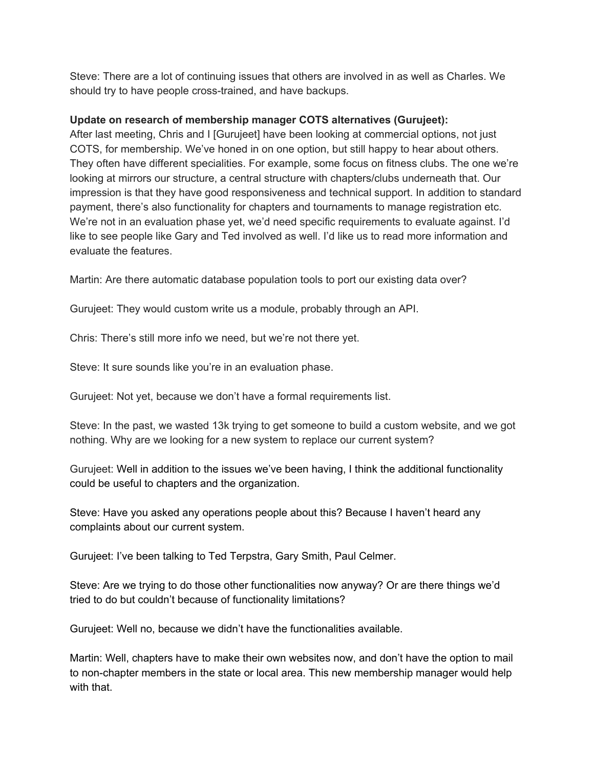Steve: There are a lot of continuing issues that others are involved in as well as Charles. We should try to have people cross-trained, and have backups.

**Update on research of membership manager COTS alternatives (Gurujeet):**
After last meeting, Chris and I [Gurujeet] have been looking at commercial options, not just COTS, for membership. We've honed in on one option, but still happy to hear about others. They often have different specialities. For example, some focus on fitness clubs. The one we're looking at mirrors our structure, a central structure with chapters/clubs underneath that. Our impression is that they have good responsiveness and technical support. In addition to standard payment, there's also functionality for chapters and tournaments to manage registration etc. We're not in an evaluation phase yet, we'd need specific requirements to evaluate against. I'd like to see people like Gary and Ted involved as well. I'd like us to read more information and evaluate the features.

Martin: Are there automatic database population tools to port our existing data over?

Gurujeet: They would custom write us a module, probably through an API.

Chris: There's still more info we need, but we're not there yet.

Steve: It sure sounds like you're in an evaluation phase.

Gurujeet: Not yet, because we don't have a formal requirements list.

Steve: In the past, we wasted 13k trying to get someone to build a custom website, and we got nothing. Why are we looking for a new system to replace our current system?

Gurujeet: Well in addition to the issues we've been having, I think the additional functionality could be useful to chapters and the organization.

Steve: Have you asked any operations people about this? Because I haven't heard any complaints about our current system.

Gurujeet: I've been talking to Ted Terpstra, Gary Smith, Paul Celmer.

Steve: Are we trying to do those other functionalities now anyway? Or are there things we'd tried to do but couldn't because of functionality limitations?

Gurujeet: Well no, because we didn't have the functionalities available.

Martin: Well, chapters have to make their own websites now, and don't have the option to mail to non-chapter members in the state or local area. This new membership manager would help with that.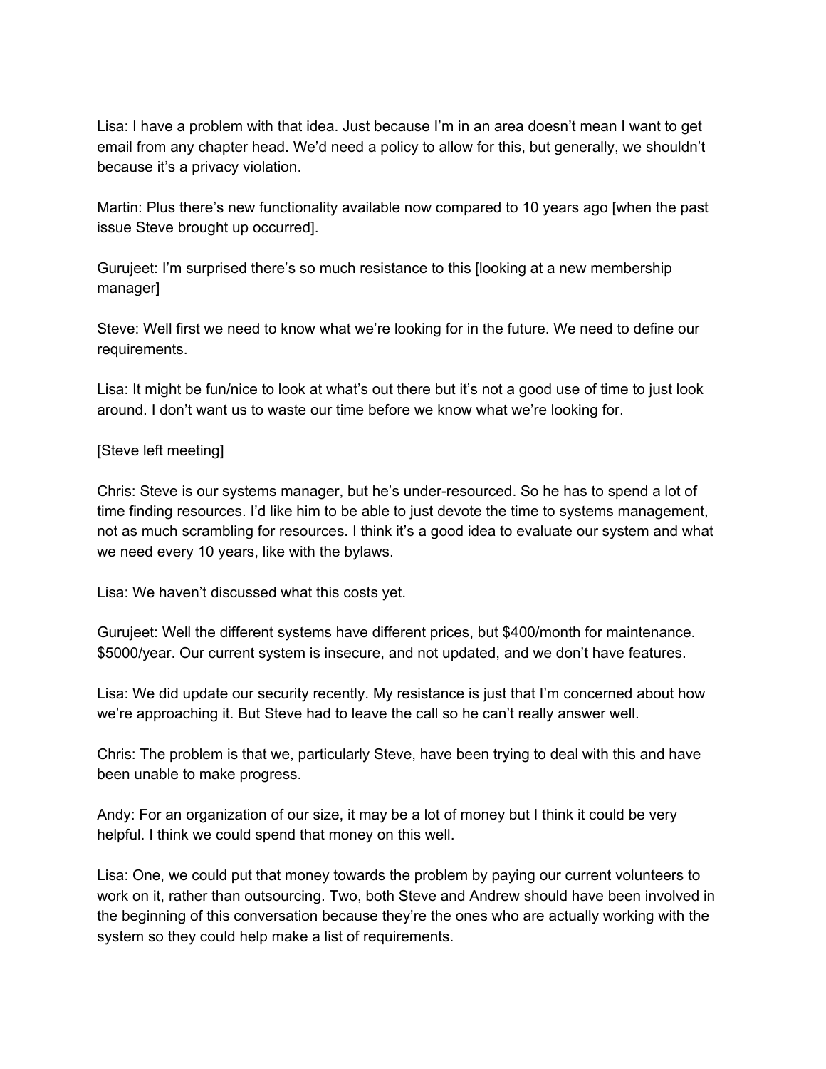Lisa: I have a problem with that idea. Just because I'm in an area doesn't mean I want to get email from any chapter head. We'd need a policy to allow for this, but generally, we shouldn't because it's a privacy violation.

Martin: Plus there's new functionality available now compared to 10 years ago [when the past issue Steve brought up occurred].

Gurujeet: I'm surprised there's so much resistance to this [looking at a new membership manager]

Steve: Well first we need to know what we're looking for in the future. We need to define our requirements.

Lisa: It might be fun/nice to look at what's out there but it's not a good use of time to just look around. I don't want us to waste our time before we know what we're looking for.

[Steve left meeting]

Chris: Steve is our systems manager, but he's under-resourced. So he has to spend a lot of time finding resources. I'd like him to be able to just devote the time to systems management, not as much scrambling for resources. I think it's a good idea to evaluate our system and what we need every 10 years, like with the bylaws.

Lisa: We haven't discussed what this costs yet.

Gurujeet: Well the different systems have different prices, but $400/month for maintenance. $5000/year. Our current system is insecure, and not updated, and we don't have features.

Lisa: We did update our security recently. My resistance is just that I'm concerned about how we're approaching it. But Steve had to leave the call so he can't really answer well.

Chris: The problem is that we, particularly Steve, have been trying to deal with this and have been unable to make progress.

Andy: For an organization of our size, it may be a lot of money but I think it could be very helpful. I think we could spend that money on this well.

Lisa: One, we could put that money towards the problem by paying our current volunteers to work on it, rather than outsourcing. Two, both Steve and Andrew should have been involved in the beginning of this conversation because they're the ones who are actually working with the system so they could help make a list of requirements.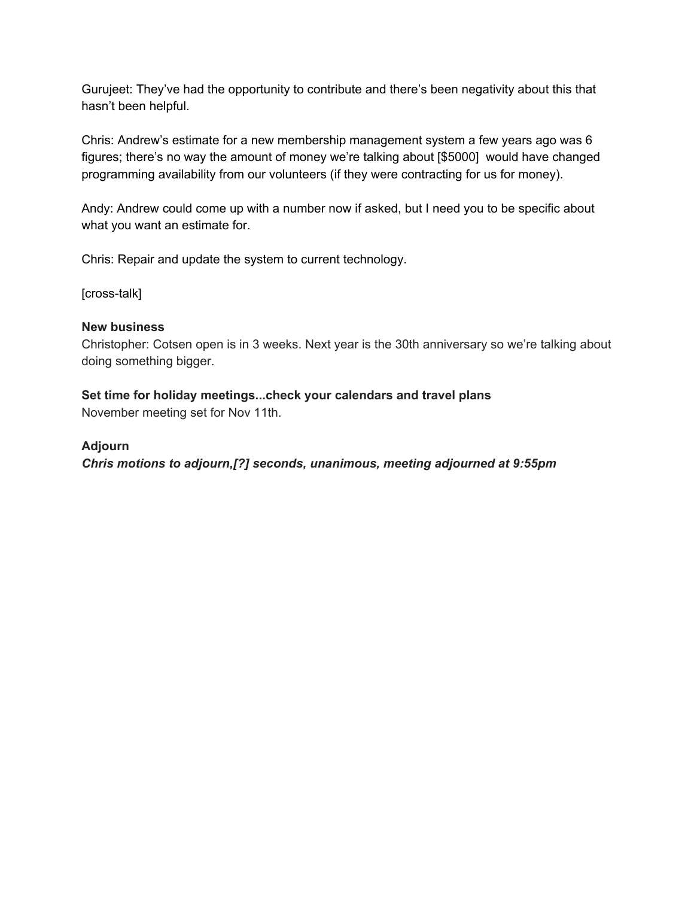Gurujeet: They've had the opportunity to contribute and there's been negativity about this that hasn't been helpful.

Chris: Andrew's estimate for a new membership management system a few years ago was 6 figures; there's no way the amount of money we're talking about [$5000]  would have changed programming availability from our volunteers (if they were contracting for us for money).

Andy: Andrew could come up with a number now if asked, but I need you to be specific about what you want an estimate for.

Chris: Repair and update the system to current technology.

[cross-talk]

**New business**
Christopher: Cotsen open is in 3 weeks. Next year is the 30th anniversary so we're talking about doing something bigger.

**Set time for holiday meetings...check your calendars and travel plans**
November meeting set for Nov 11th.

**Adjourn**
***Chris motions to adjourn,[?] seconds, unanimous, meeting adjourned at 9:55pm***